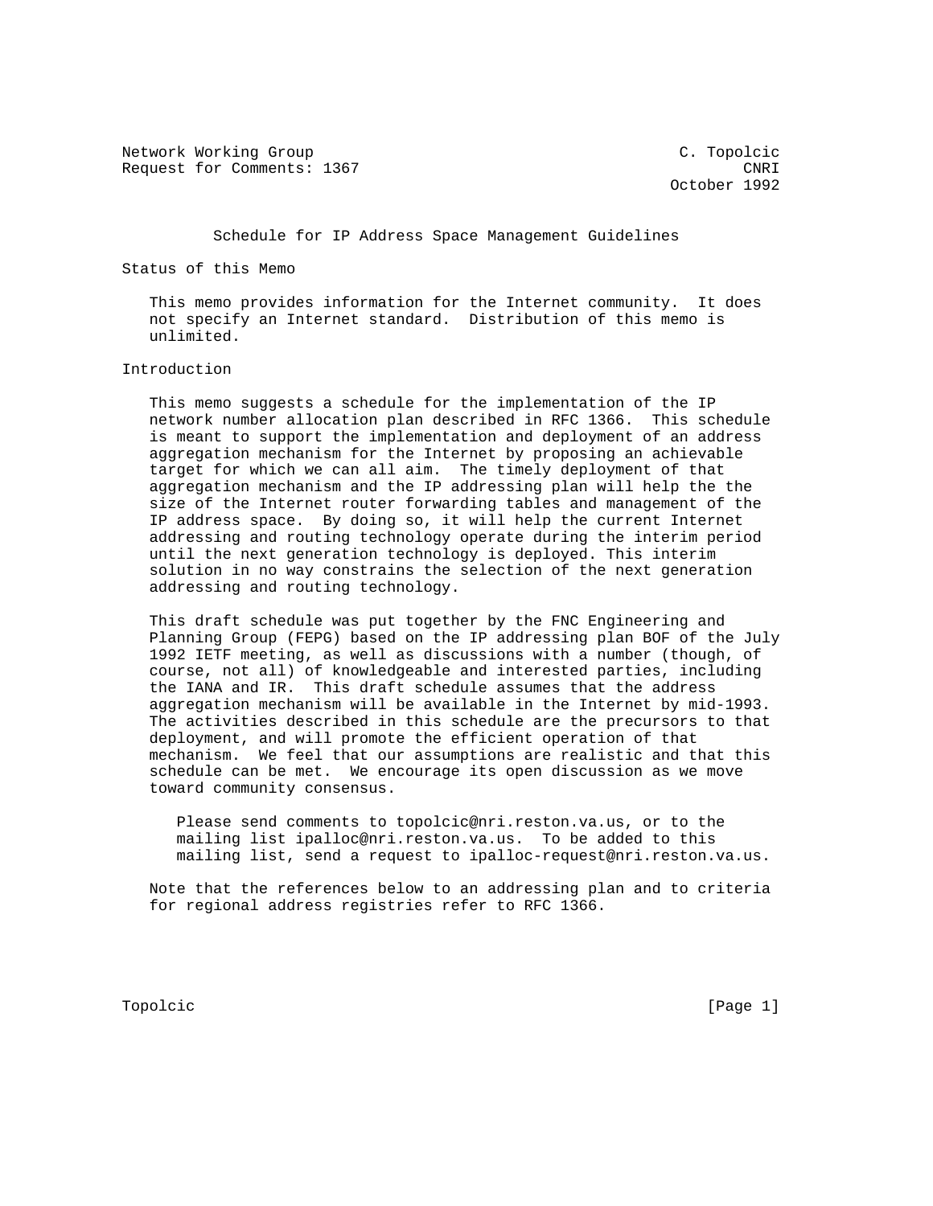Network Working Group C. Topolcic
Request for Comments: 1367 CNRI
October 1992

# Schedule for IP Address Space Management Guidelines

## Status of this Memo

This memo provides information for the Internet community. It does not specify an Internet standard. Distribution of this memo is unlimited.

## Introduction

This memo suggests a schedule for the implementation of the IP network number allocation plan described in RFC 1366. This schedule is meant to support the implementation and deployment of an address aggregation mechanism for the Internet by proposing an achievable target for which we can all aim. The timely deployment of that aggregation mechanism and the IP addressing plan will help the the size of the Internet router forwarding tables and management of the IP address space. By doing so, it will help the current Internet addressing and routing technology operate during the interim period until the next generation technology is deployed. This interim solution in no way constrains the selection of the next generation addressing and routing technology.

This draft schedule was put together by the FNC Engineering and Planning Group (FEPG) based on the IP addressing plan BOF of the July 1992 IETF meeting, as well as discussions with a number (though, of course, not all) of knowledgeable and interested parties, including the IANA and IR. This draft schedule assumes that the address aggregation mechanism will be available in the Internet by mid-1993. The activities described in this schedule are the precursors to that deployment, and will promote the efficient operation of that mechanism. We feel that our assumptions are realistic and that this schedule can be met. We encourage its open discussion as we move toward community consensus.

> Please send comments to topolcic@nri.reston.va.us, or to the mailing list ipalloc@nri.reston.va.us. To be added to this mailing list, send a request to ipalloc-request@nri.reston.va.us.

Note that the references below to an addressing plan and to criteria for regional address registries refer to RFC 1366.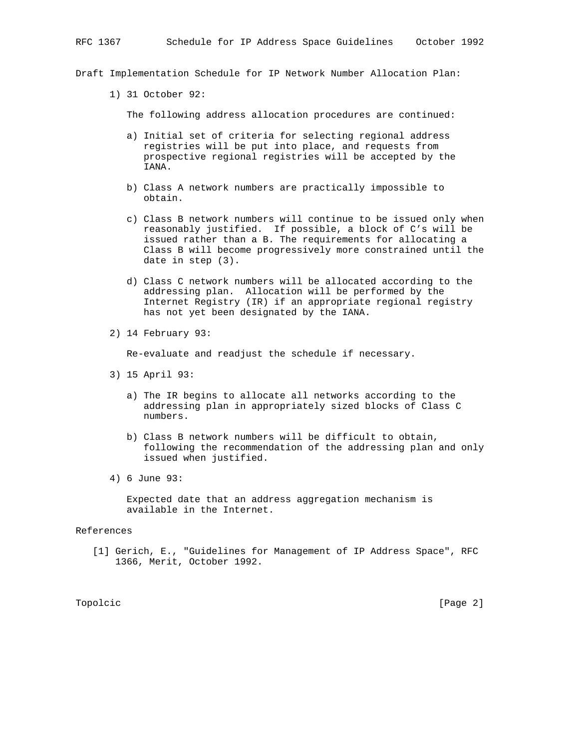Draft Implementation Schedule for IP Network Number Allocation Plan:

1) 31 October 92:

   The following address allocation procedures are continued:

   a) Initial set of criteria for selecting regional address registries will be put into place, and requests from prospective regional registries will be accepted by the IANA.

   b) Class A network numbers are practically impossible to obtain.

   c) Class B network numbers will continue to be issued only when reasonably justified. If possible, a block of C's will be issued rather than a B. The requirements for allocating a Class B will become progressively more constrained until the date in step (3).

   d) Class C network numbers will be allocated according to the addressing plan. Allocation will be performed by the Internet Registry (IR) if an appropriate regional registry has not yet been designated by the IANA.

2) 14 February 93:

   Re-evaluate and readjust the schedule if necessary.

3) 15 April 93:

   a) The IR begins to allocate all networks according to the addressing plan in appropriately sized blocks of Class C numbers.

   b) Class B network numbers will be difficult to obtain, following the recommendation of the addressing plan and only issued when justified.

4) 6 June 93:

   Expected date that an address aggregation mechanism is available in the Internet.

## References

[1] Gerich, E., "Guidelines for Management of IP Address Space", RFC 1366, Merit, October 1992.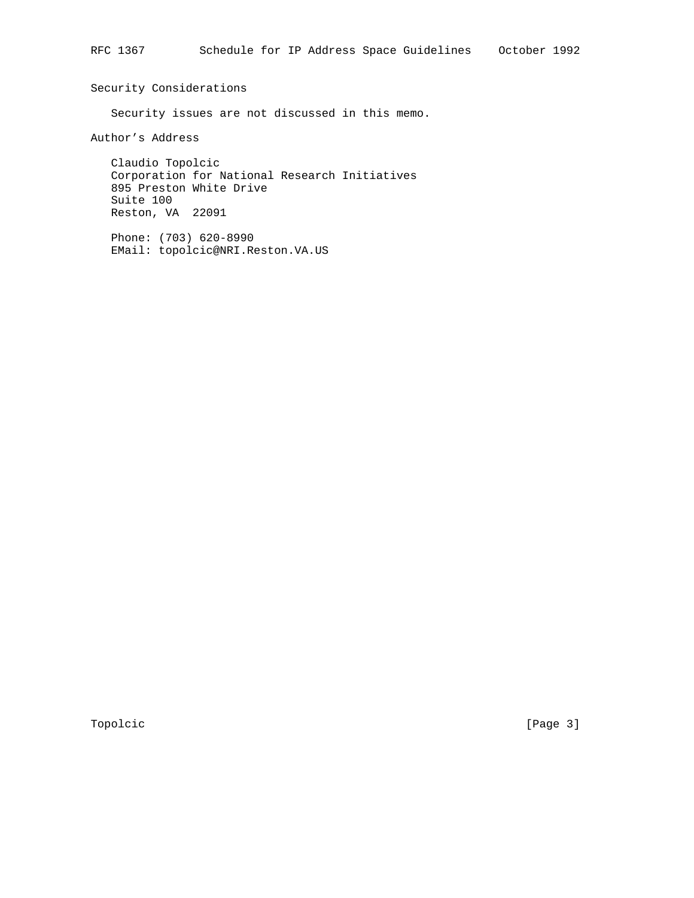## Security Considerations

Security issues are not discussed in this memo.

## Author's Address

Claudio Topolcic
Corporation for National Research Initiatives
895 Preston White Drive
Suite 100
Reston, VA  22091

Phone: (703) 620-8990
EMail: topolcic@NRI.Reston.VA.US